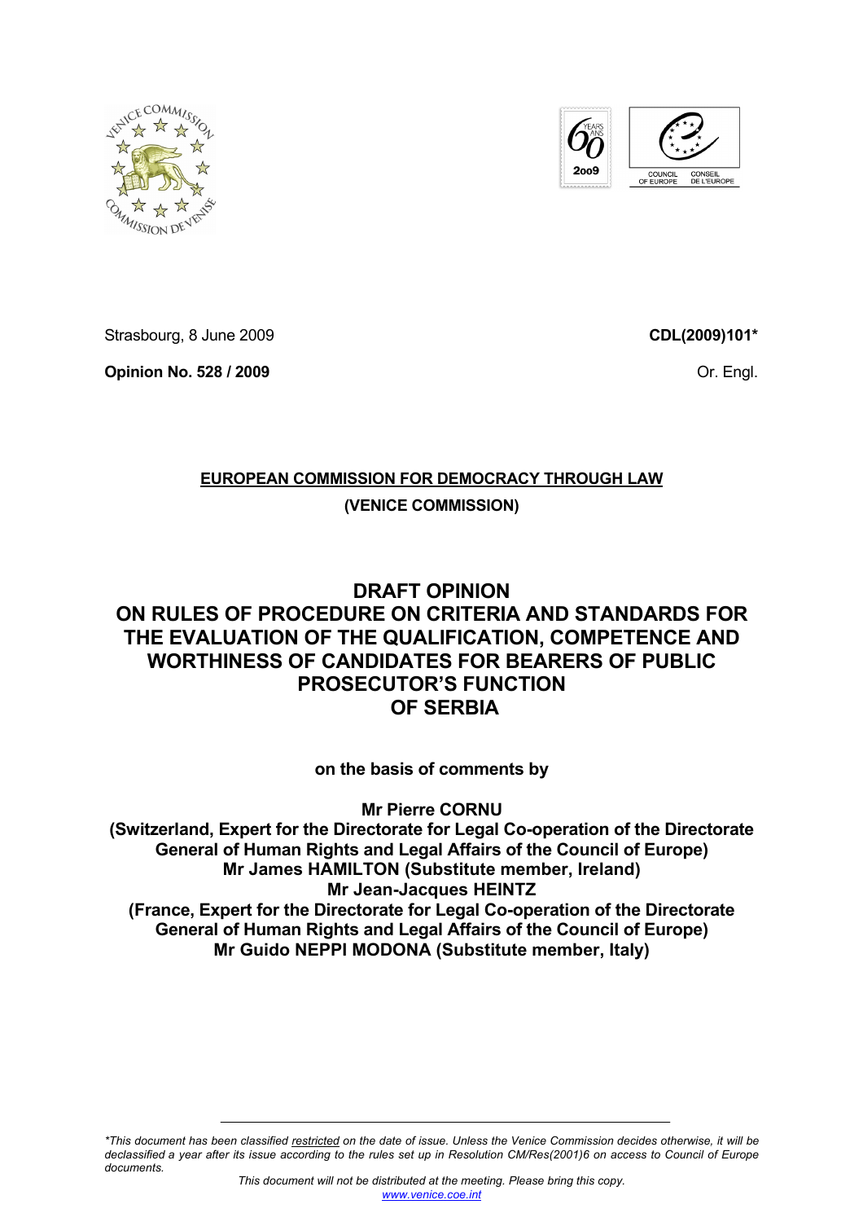Strasbourg, 8 June 2009

**CDL(2009)101***

**Opinion No. 528 / 2009**

Or. Engl.

**EUROPEAN COMMISSION FOR DEMOCRACY THROUGH LAW**

**(VENICE COMMISSION)**

# DRAFT OPINION ON RULES OF PROCEDURE ON CRITERIA AND STANDARDS FOR THE EVALUATION OF THE QUALIFICATION, COMPETENCE AND WORTHINESS OF CANDIDATES FOR BEARERS OF PUBLIC PROSECUTOR'S FUNCTION OF SERBIA

**on the basis of comments by**

**Mr Pierre CORNU**
**(Switzerland, Expert for the Directorate for Legal Co-operation of the Directorate General of Human Rights and Legal Affairs of the Council of Europe)**
**Mr James HAMILTON (Substitute member, Ireland)**
**Mr Jean-Jacques HEINTZ**
**(France, Expert for the Directorate for Legal Co-operation of the Directorate General of Human Rights and Legal Affairs of the Council of Europe)**
**Mr Guido NEPPI MODONA (Substitute member, Italy)**

*\*This document has been classified restricted on the date of issue. Unless the Venice Commission decides otherwise, it will be declassified a year after its issue according to the rules set up in Resolution CM/Res(2001)6 on access to Council of Europe documents.*

*This document will not be distributed at the meeting. Please bring this copy.*
www.venice.coe.int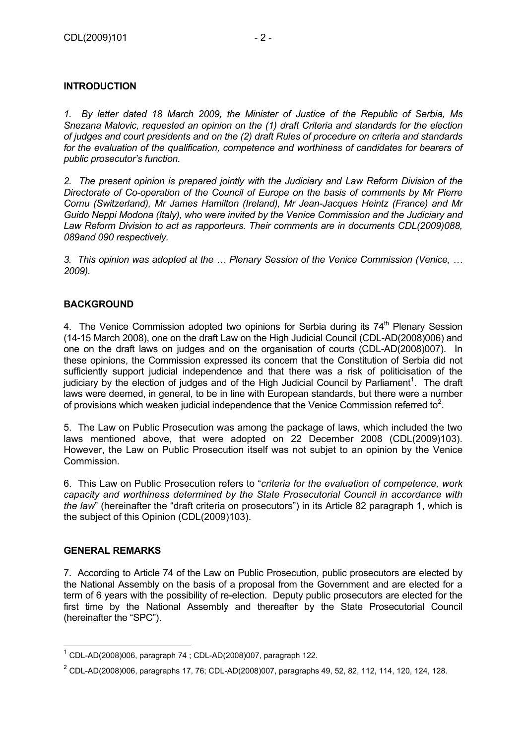## INTRODUCTION

*1. By letter dated 18 March 2009, the Minister of Justice of the Republic of Serbia, Ms Snezana Malovic, requested an opinion on the (1) draft Criteria and standards for the election of judges and court presidents and on the (2) draft Rules of procedure on criteria and standards for the evaluation of the qualification, competence and worthiness of candidates for bearers of public prosecutor's function.*

*2. The present opinion is prepared jointly with the Judiciary and Law Reform Division of the Directorate of Co-operation of the Council of Europe on the basis of comments by Mr Pierre Cornu (Switzerland), Mr James Hamilton (Ireland), Mr Jean-Jacques Heintz (France) and Mr Guido Neppi Modona (Italy), who were invited by the Venice Commission and the Judiciary and Law Reform Division to act as rapporteurs. Their comments are in documents CDL(2009)088, 089and 090 respectively.*

*3. This opinion was adopted at the … Plenary Session of the Venice Commission (Venice, … 2009).*

## BACKGROUND

4. The Venice Commission adopted two opinions for Serbia during its 74th Plenary Session (14-15 March 2008), one on the draft Law on the High Judicial Council (CDL-AD(2008)006) and one on the draft laws on judges and on the organisation of courts (CDL-AD(2008)007). In these opinions, the Commission expressed its concern that the Constitution of Serbia did not sufficiently support judicial independence and that there was a risk of politicisation of the judiciary by the election of judges and of the High Judicial Council by Parliament[1]. The draft laws were deemed, in general, to be in line with European standards, but there were a number of provisions which weaken judicial independence that the Venice Commission referred to[2].

5. The Law on Public Prosecution was among the package of laws, which included the two laws mentioned above, that were adopted on 22 December 2008 (CDL(2009)103). However, the Law on Public Prosecution itself was not subjet to an opinion by the Venice Commission.

6. This Law on Public Prosecution refers to "*criteria for the evaluation of competence, work capacity and worthiness determined by the State Prosecutorial Council in accordance with the law*" (hereinafter the "draft criteria on prosecutors") in its Article 82 paragraph 1, which is the subject of this Opinion (CDL(2009)103).

## GENERAL REMARKS

7. According to Article 74 of the Law on Public Prosecution, public prosecutors are elected by the National Assembly on the basis of a proposal from the Government and are elected for a term of 6 years with the possibility of re-election. Deputy public prosecutors are elected for the first time by the National Assembly and thereafter by the State Prosecutorial Council (hereinafter the "SPC").

---

[1] CDL-AD(2008)006, paragraph 74 ; CDL-AD(2008)007, paragraph 122.

[2] CDL-AD(2008)006, paragraphs 17, 76; CDL-AD(2008)007, paragraphs 49, 52, 82, 112, 114, 120, 124, 128.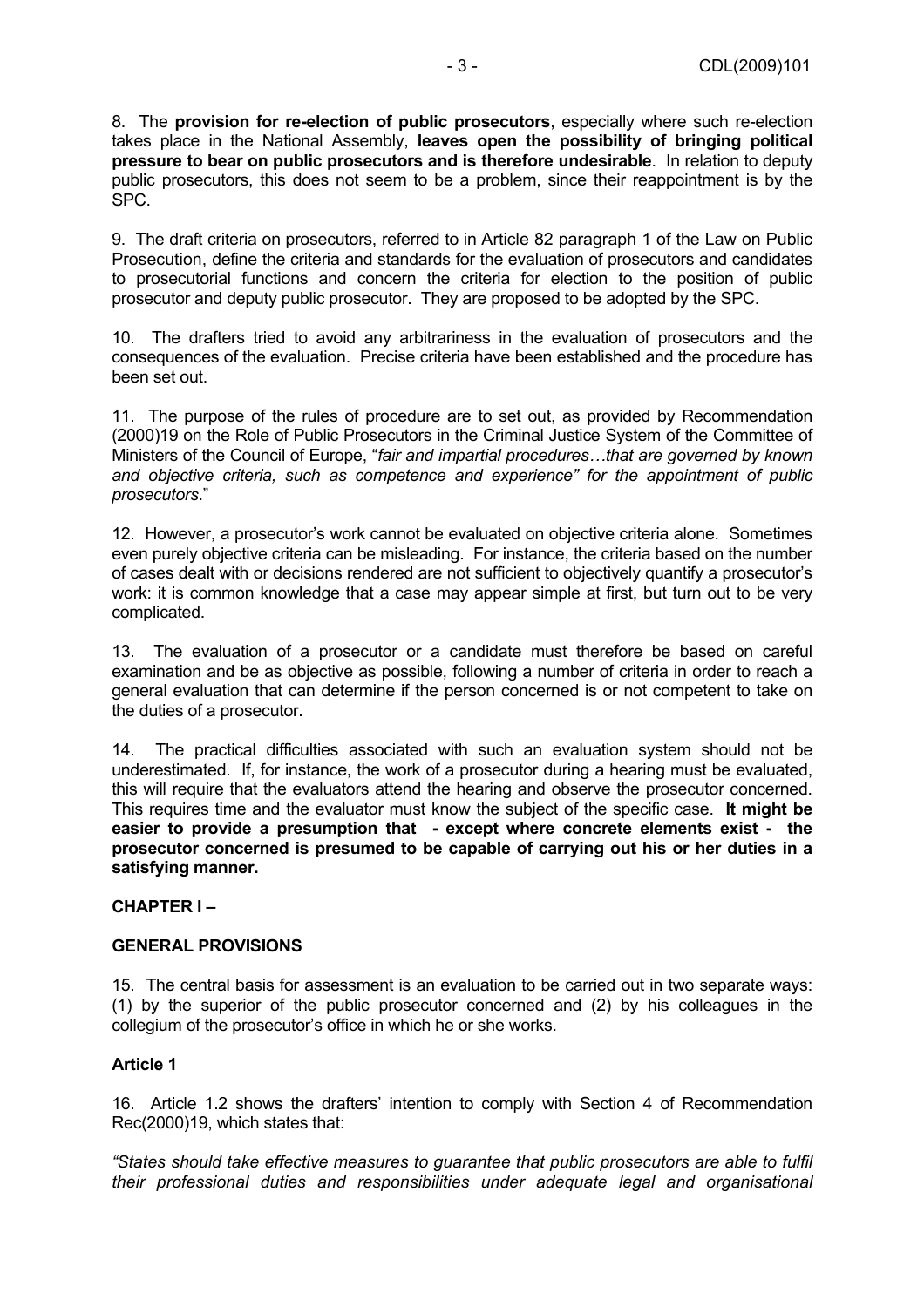8. The **provision for re-election of public prosecutors**, especially where such re-election takes place in the National Assembly, **leaves open the possibility of bringing political pressure to bear on public prosecutors and is therefore undesirable**. In relation to deputy public prosecutors, this does not seem to be a problem, since their reappointment is by the SPC.

9. The draft criteria on prosecutors, referred to in Article 82 paragraph 1 of the Law on Public Prosecution, define the criteria and standards for the evaluation of prosecutors and candidates to prosecutorial functions and concern the criteria for election to the position of public prosecutor and deputy public prosecutor. They are proposed to be adopted by the SPC.

10. The drafters tried to avoid any arbitrariness in the evaluation of prosecutors and the consequences of the evaluation. Precise criteria have been established and the procedure has been set out.

11. The purpose of the rules of procedure are to set out, as provided by Recommendation (2000)19 on the Role of Public Prosecutors in the Criminal Justice System of the Committee of Ministers of the Council of Europe, "*fair and impartial procedures…that are governed by known and objective criteria, such as competence and experience" for the appointment of public prosecutors*."

12. However, a prosecutor's work cannot be evaluated on objective criteria alone. Sometimes even purely objective criteria can be misleading. For instance, the criteria based on the number of cases dealt with or decisions rendered are not sufficient to objectively quantify a prosecutor's work: it is common knowledge that a case may appear simple at first, but turn out to be very complicated.

13. The evaluation of a prosecutor or a candidate must therefore be based on careful examination and be as objective as possible, following a number of criteria in order to reach a general evaluation that can determine if the person concerned is or not competent to take on the duties of a prosecutor.

14. The practical difficulties associated with such an evaluation system should not be underestimated. If, for instance, the work of a prosecutor during a hearing must be evaluated, this will require that the evaluators attend the hearing and observe the prosecutor concerned. This requires time and the evaluator must know the subject of the specific case. **It might be easier to provide a presumption that - except where concrete elements exist - the prosecutor concerned is presumed to be capable of carrying out his or her duties in a satisfying manner.**

## CHAPTER I –

## GENERAL PROVISIONS

15. The central basis for assessment is an evaluation to be carried out in two separate ways: (1) by the superior of the public prosecutor concerned and (2) by his colleagues in the collegium of the prosecutor's office in which he or she works.

### Article 1

16. Article 1.2 shows the drafters' intention to comply with Section 4 of Recommendation Rec(2000)19, which states that:

*"States should take effective measures to guarantee that public prosecutors are able to fulfil their professional duties and responsibilities under adequate legal and organisational*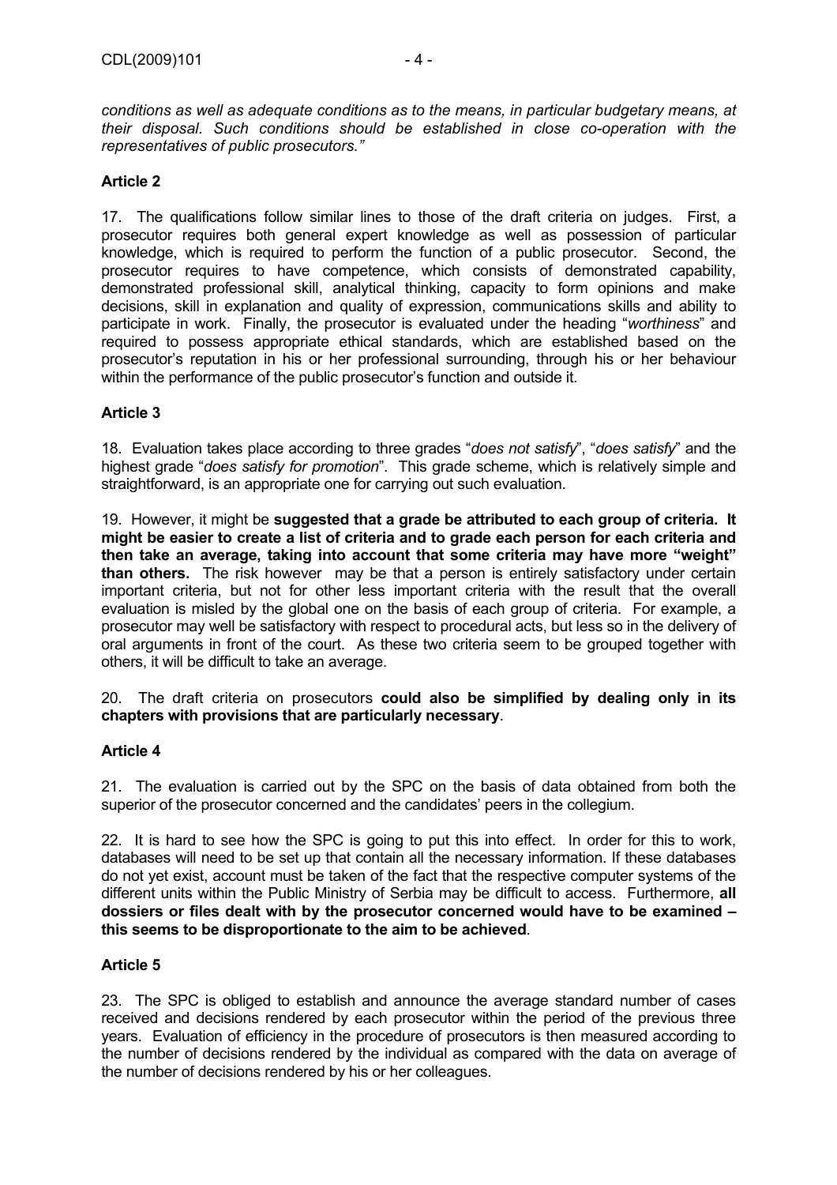*conditions as well as adequate conditions as to the means, in particular budgetary means, at their disposal. Such conditions should be established in close co-operation with the representatives of public prosecutors."*

**Article 2**

17. The qualifications follow similar lines to those of the draft criteria on judges. First, a prosecutor requires both general expert knowledge as well as possession of particular knowledge, which is required to perform the function of a public prosecutor. Second, the prosecutor requires to have competence, which consists of demonstrated capability, demonstrated professional skill, analytical thinking, capacity to form opinions and make decisions, skill in explanation and quality of expression, communications skills and ability to participate in work. Finally, the prosecutor is evaluated under the heading "*worthiness*" and required to possess appropriate ethical standards, which are established based on the prosecutor's reputation in his or her professional surrounding, through his or her behaviour within the performance of the public prosecutor's function and outside it.

**Article 3**

18. Evaluation takes place according to three grades "*does not satisfy*", "*does satisfy*" and the highest grade "*does satisfy for promotion*". This grade scheme, which is relatively simple and straightforward, is an appropriate one for carrying out such evaluation.

19. However, it might be **suggested that a grade be attributed to each group of criteria. It might be easier to create a list of criteria and to grade each person for each criteria and then take an average, taking into account that some criteria may have more "weight" than others.** The risk however may be that a person is entirely satisfactory under certain important criteria, but not for other less important criteria with the result that the overall evaluation is misled by the global one on the basis of each group of criteria. For example, a prosecutor may well be satisfactory with respect to procedural acts, but less so in the delivery of oral arguments in front of the court. As these two criteria seem to be grouped together with others, it will be difficult to take an average.

20. The draft criteria on prosecutors **could also be simplified by dealing only in its chapters with provisions that are particularly necessary**.

**Article 4**

21. The evaluation is carried out by the SPC on the basis of data obtained from both the superior of the prosecutor concerned and the candidates' peers in the collegium.

22. It is hard to see how the SPC is going to put this into effect. In order for this to work, databases will need to be set up that contain all the necessary information. If these databases do not yet exist, account must be taken of the fact that the respective computer systems of the different units within the Public Ministry of Serbia may be difficult to access. Furthermore, **all dossiers or files dealt with by the prosecutor concerned would have to be examined – this seems to be disproportionate to the aim to be achieved**.

**Article 5**

23. The SPC is obliged to establish and announce the average standard number of cases received and decisions rendered by each prosecutor within the period of the previous three years. Evaluation of efficiency in the procedure of prosecutors is then measured according to the number of decisions rendered by the individual as compared with the data on average of the number of decisions rendered by his or her colleagues.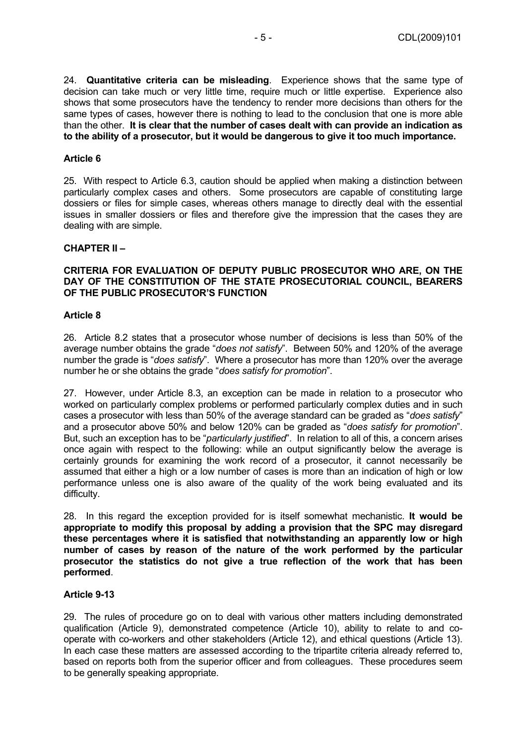24. **Quantitative criteria can be misleading**. Experience shows that the same type of decision can take much or very little time, require much or little expertise. Experience also shows that some prosecutors have the tendency to render more decisions than others for the same types of cases, however there is nothing to lead to the conclusion that one is more able than the other. **It is clear that the number of cases dealt with can provide an indication as to the ability of a prosecutor, but it would be dangerous to give it too much importance.**

**Article 6**

25. With respect to Article 6.3, caution should be applied when making a distinction between particularly complex cases and others. Some prosecutors are capable of constituting large dossiers or files for simple cases, whereas others manage to directly deal with the essential issues in smaller dossiers or files and therefore give the impression that the cases they are dealing with are simple.

**CHAPTER II –**

**CRITERIA FOR EVALUATION OF DEPUTY PUBLIC PROSECUTOR WHO ARE, ON THE DAY OF THE CONSTITUTION OF THE STATE PROSECUTORIAL COUNCIL, BEARERS OF THE PUBLIC PROSECUTOR'S FUNCTION**

**Article 8**

26. Article 8.2 states that a prosecutor whose number of decisions is less than 50% of the average number obtains the grade "*does not satisfy*". Between 50% and 120% of the average number the grade is "*does satisfy*". Where a prosecutor has more than 120% over the average number he or she obtains the grade "*does satisfy for promotion*".

27. However, under Article 8.3, an exception can be made in relation to a prosecutor who worked on particularly complex problems or performed particularly complex duties and in such cases a prosecutor with less than 50% of the average standard can be graded as "*does satisfy*" and a prosecutor above 50% and below 120% can be graded as "*does satisfy for promotion*". But, such an exception has to be "*particularly justified*". In relation to all of this, a concern arises once again with respect to the following: while an output significantly below the average is certainly grounds for examining the work record of a prosecutor, it cannot necessarily be assumed that either a high or a low number of cases is more than an indication of high or low performance unless one is also aware of the quality of the work being evaluated and its difficulty.

28. In this regard the exception provided for is itself somewhat mechanistic. **It would be appropriate to modify this proposal by adding a provision that the SPC may disregard these percentages where it is satisfied that notwithstanding an apparently low or high number of cases by reason of the nature of the work performed by the particular prosecutor the statistics do not give a true reflection of the work that has been performed**.

**Article 9-13**

29. The rules of procedure go on to deal with various other matters including demonstrated qualification (Article 9), demonstrated competence (Article 10), ability to relate to and co-operate with co-workers and other stakeholders (Article 12), and ethical questions (Article 13). In each case these matters are assessed according to the tripartite criteria already referred to, based on reports both from the superior officer and from colleagues. These procedures seem to be generally speaking appropriate.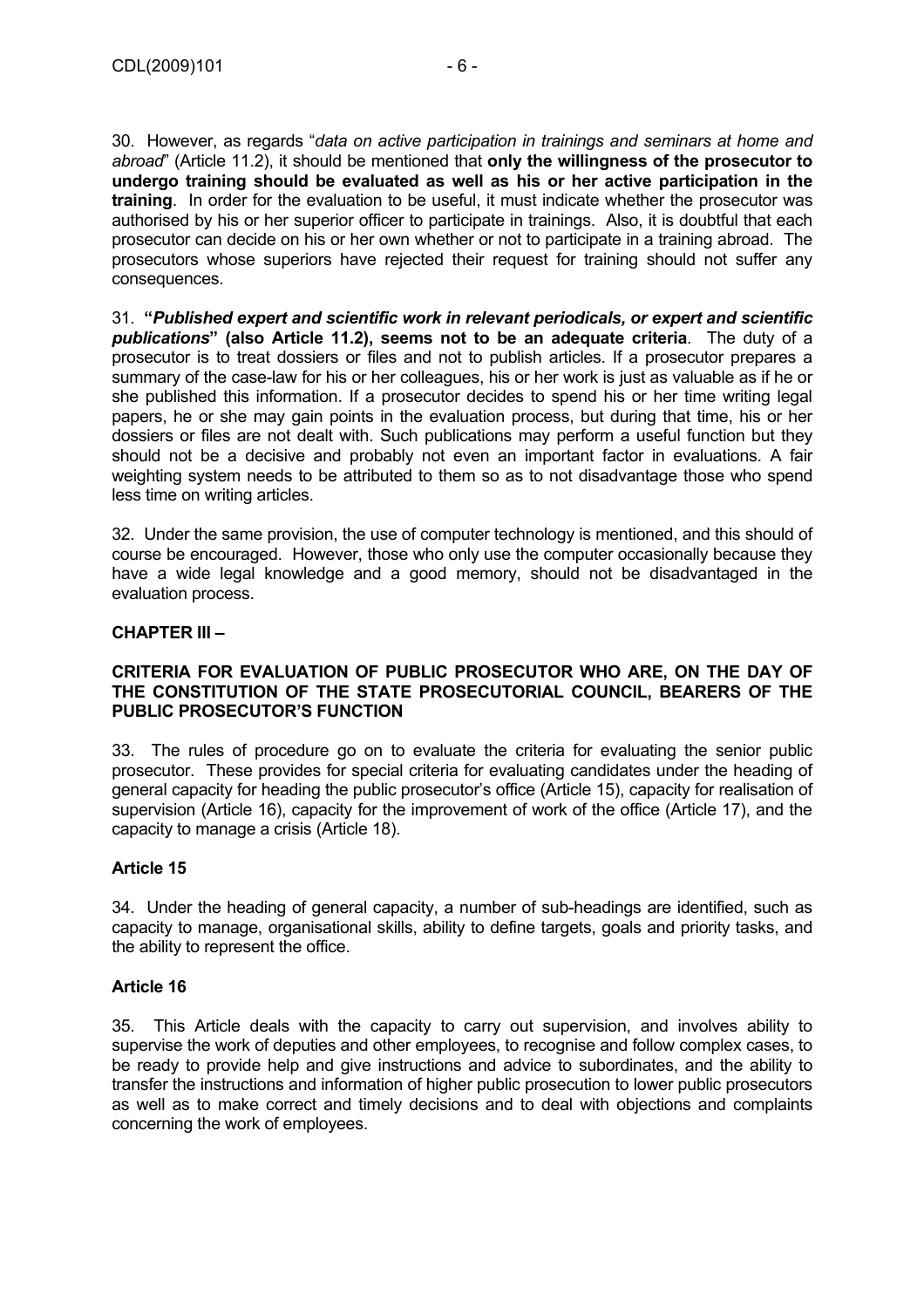30. However, as regards "*data on active participation in trainings and seminars at home and abroad*" (Article 11.2), it should be mentioned that **only the willingness of the prosecutor to undergo training should be evaluated as well as his or her active participation in the training**. In order for the evaluation to be useful, it must indicate whether the prosecutor was authorised by his or her superior officer to participate in trainings. Also, it is doubtful that each prosecutor can decide on his or her own whether or not to participate in a training abroad. The prosecutors whose superiors have rejected their request for training should not suffer any consequences.

31. **"*Published expert and scientific work in relevant periodicals, or expert and scientific publications*" (also Article 11.2), seems not to be an adequate criteria**. The duty of a prosecutor is to treat dossiers or files and not to publish articles. If a prosecutor prepares a summary of the case-law for his or her colleagues, his or her work is just as valuable as if he or she published this information. If a prosecutor decides to spend his or her time writing legal papers, he or she may gain points in the evaluation process, but during that time, his or her dossiers or files are not dealt with. Such publications may perform a useful function but they should not be a decisive and probably not even an important factor in evaluations. A fair weighting system needs to be attributed to them so as to not disadvantage those who spend less time on writing articles.

32. Under the same provision, the use of computer technology is mentioned, and this should of course be encouraged. However, those who only use the computer occasionally because they have a wide legal knowledge and a good memory, should not be disadvantaged in the evaluation process.

## CHAPTER III –

### CRITERIA FOR EVALUATION OF PUBLIC PROSECUTOR WHO ARE, ON THE DAY OF THE CONSTITUTION OF THE STATE PROSECUTORIAL COUNCIL, BEARERS OF THE PUBLIC PROSECUTOR'S FUNCTION

33. The rules of procedure go on to evaluate the criteria for evaluating the senior public prosecutor. These provides for special criteria for evaluating candidates under the heading of general capacity for heading the public prosecutor's office (Article 15), capacity for realisation of supervision (Article 16), capacity for the improvement of work of the office (Article 17), and the capacity to manage a crisis (Article 18).

### Article 15

34. Under the heading of general capacity, a number of sub-headings are identified, such as capacity to manage, organisational skills, ability to define targets, goals and priority tasks, and the ability to represent the office.

### Article 16

35. This Article deals with the capacity to carry out supervision, and involves ability to supervise the work of deputies and other employees, to recognise and follow complex cases, to be ready to provide help and give instructions and advice to subordinates, and the ability to transfer the instructions and information of higher public prosecution to lower public prosecutors as well as to make correct and timely decisions and to deal with objections and complaints concerning the work of employees.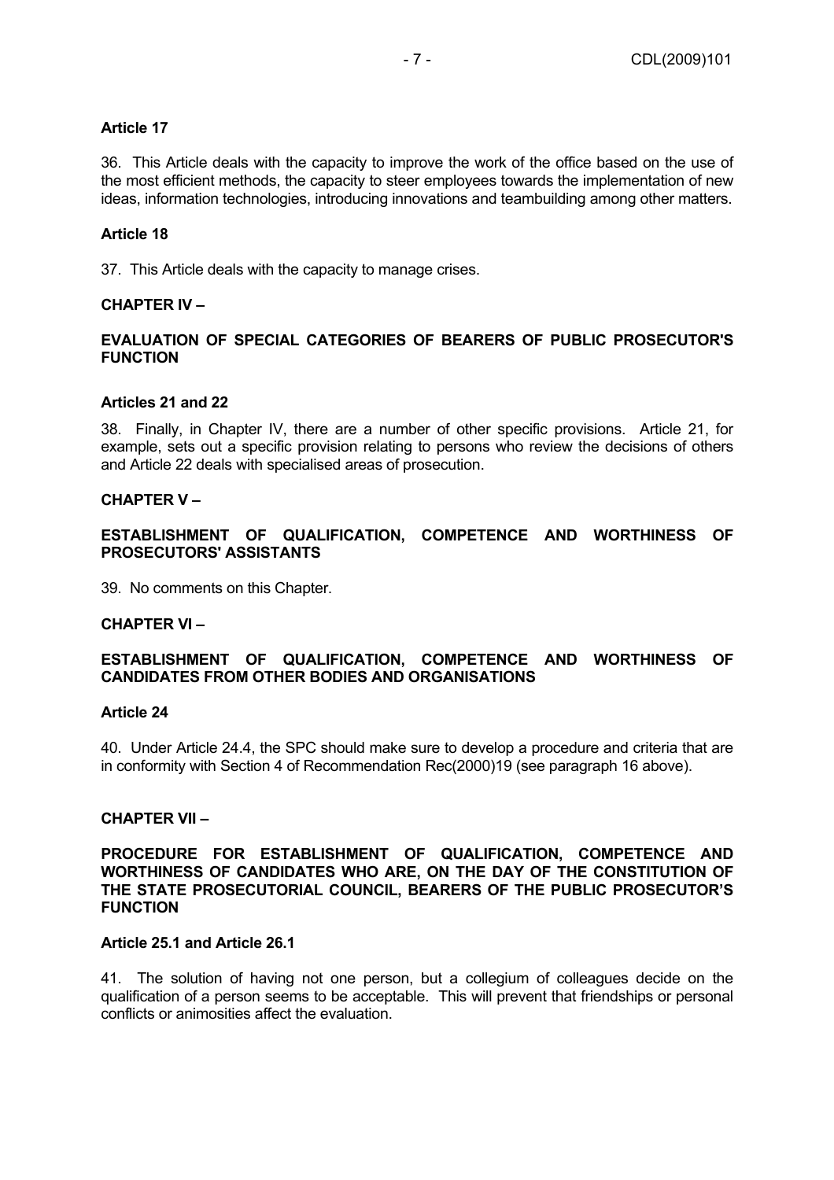**Article 17**

36. This Article deals with the capacity to improve the work of the office based on the use of the most efficient methods, the capacity to steer employees towards the implementation of new ideas, information technologies, introducing innovations and teambuilding among other matters.

**Article 18**

37. This Article deals with the capacity to manage crises.

## CHAPTER IV –

## EVALUATION OF SPECIAL CATEGORIES OF BEARERS OF PUBLIC PROSECUTOR'S FUNCTION

**Articles 21 and 22**

38. Finally, in Chapter IV, there are a number of other specific provisions. Article 21, for example, sets out a specific provision relating to persons who review the decisions of others and Article 22 deals with specialised areas of prosecution.

## CHAPTER V –

## ESTABLISHMENT OF QUALIFICATION, COMPETENCE AND WORTHINESS OF PROSECUTORS' ASSISTANTS

39. No comments on this Chapter.

## CHAPTER VI –

## ESTABLISHMENT OF QUALIFICATION, COMPETENCE AND WORTHINESS OF CANDIDATES FROM OTHER BODIES AND ORGANISATIONS

**Article 24**

40. Under Article 24.4, the SPC should make sure to develop a procedure and criteria that are in conformity with Section 4 of Recommendation Rec(2000)19 (see paragraph 16 above).

## CHAPTER VII –

## PROCEDURE FOR ESTABLISHMENT OF QUALIFICATION, COMPETENCE AND WORTHINESS OF CANDIDATES WHO ARE, ON THE DAY OF THE CONSTITUTION OF THE STATE PROSECUTORIAL COUNCIL, BEARERS OF THE PUBLIC PROSECUTOR'S FUNCTION

**Article 25.1 and Article 26.1**

41. The solution of having not one person, but a collegium of colleagues decide on the qualification of a person seems to be acceptable. This will prevent that friendships or personal conflicts or animosities affect the evaluation.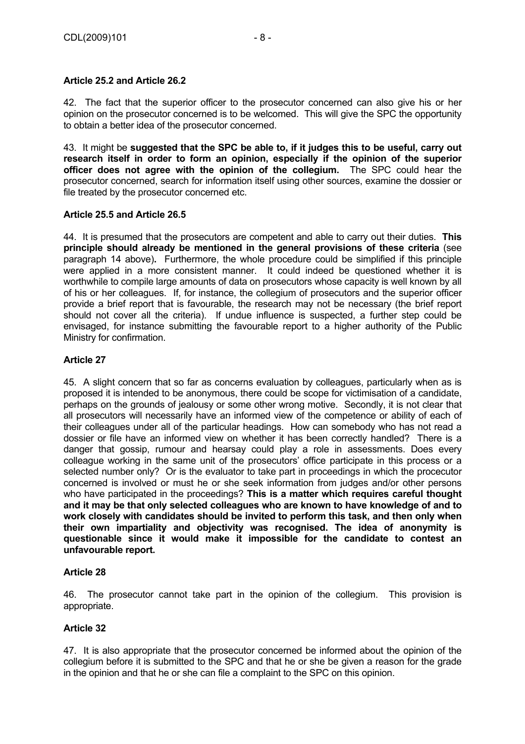**Article 25.2 and Article 26.2**

42. The fact that the superior officer to the prosecutor concerned can also give his or her opinion on the prosecutor concerned is to be welcomed. This will give the SPC the opportunity to obtain a better idea of the prosecutor concerned.

43. It might be **suggested that the SPC be able to, if it judges this to be useful, carry out research itself in order to form an opinion, especially if the opinion of the superior officer does not agree with the opinion of the collegium.** The SPC could hear the prosecutor concerned, search for information itself using other sources, examine the dossier or file treated by the prosecutor concerned etc.

**Article 25.5 and Article 26.5**

44. It is presumed that the prosecutors are competent and able to carry out their duties. **This principle should already be mentioned in the general provisions of these criteria** (see paragraph 14 above)**.** Furthermore, the whole procedure could be simplified if this principle were applied in a more consistent manner. It could indeed be questioned whether it is worthwhile to compile large amounts of data on prosecutors whose capacity is well known by all of his or her colleagues. If, for instance, the collegium of prosecutors and the superior officer provide a brief report that is favourable, the research may not be necessary (the brief report should not cover all the criteria). If undue influence is suspected, a further step could be envisaged, for instance submitting the favourable report to a higher authority of the Public Ministry for confirmation.

**Article 27**

45. A slight concern that so far as concerns evaluation by colleagues, particularly when as is proposed it is intended to be anonymous, there could be scope for victimisation of a candidate, perhaps on the grounds of jealousy or some other wrong motive. Secondly, it is not clear that all prosecutors will necessarily have an informed view of the competence or ability of each of their colleagues under all of the particular headings. How can somebody who has not read a dossier or file have an informed view on whether it has been correctly handled? There is a danger that gossip, rumour and hearsay could play a role in assessments. Does every colleague working in the same unit of the prosecutors' office participate in this process or a selected number only? Or is the evaluator to take part in proceedings in which the procecutor concerned is involved or must he or she seek information from judges and/or other persons who have participated in the proceedings? **This is a matter which requires careful thought and it may be that only selected colleagues who are known to have knowledge of and to work closely with candidates should be invited to perform this task, and then only when their own impartiality and objectivity was recognised. The idea of anonymity is questionable since it would make it impossible for the candidate to contest an unfavourable report.**

**Article 28**

46. The prosecutor cannot take part in the opinion of the collegium. This provision is appropriate.

**Article 32**

47. It is also appropriate that the prosecutor concerned be informed about the opinion of the collegium before it is submitted to the SPC and that he or she be given a reason for the grade in the opinion and that he or she can file a complaint to the SPC on this opinion.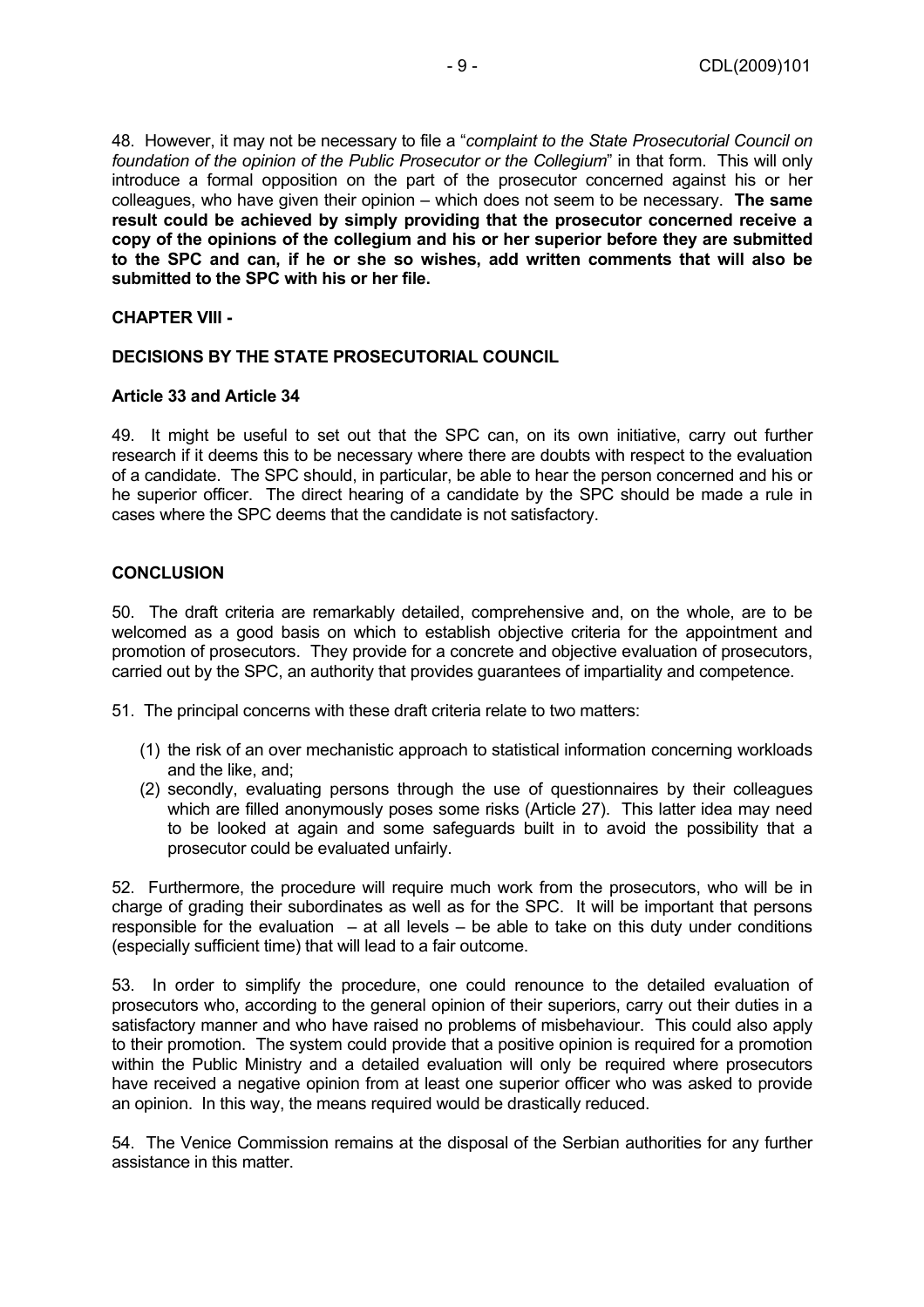48. However, it may not be necessary to file a "*complaint to the State Prosecutorial Council on foundation of the opinion of the Public Prosecutor or the Collegium*" in that form. This will only introduce a formal opposition on the part of the prosecutor concerned against his or her colleagues, who have given their opinion – which does not seem to be necessary. **The same result could be achieved by simply providing that the prosecutor concerned receive a copy of the opinions of the collegium and his or her superior before they are submitted to the SPC and can, if he or she so wishes, add written comments that will also be submitted to the SPC with his or her file.**

## CHAPTER VIII -

## DECISIONS BY THE STATE PROSECUTORIAL COUNCIL

### Article 33 and Article 34

49. It might be useful to set out that the SPC can, on its own initiative, carry out further research if it deems this to be necessary where there are doubts with respect to the evaluation of a candidate. The SPC should, in particular, be able to hear the person concerned and his or he superior officer. The direct hearing of a candidate by the SPC should be made a rule in cases where the SPC deems that the candidate is not satisfactory.

## CONCLUSION

50. The draft criteria are remarkably detailed, comprehensive and, on the whole, are to be welcomed as a good basis on which to establish objective criteria for the appointment and promotion of prosecutors. They provide for a concrete and objective evaluation of prosecutors, carried out by the SPC, an authority that provides guarantees of impartiality and competence.

51. The principal concerns with these draft criteria relate to two matters:

(1) the risk of an over mechanistic approach to statistical information concerning workloads and the like, and;
(2) secondly, evaluating persons through the use of questionnaires by their colleagues which are filled anonymously poses some risks (Article 27). This latter idea may need to be looked at again and some safeguards built in to avoid the possibility that a prosecutor could be evaluated unfairly.

52. Furthermore, the procedure will require much work from the prosecutors, who will be in charge of grading their subordinates as well as for the SPC. It will be important that persons responsible for the evaluation – at all levels – be able to take on this duty under conditions (especially sufficient time) that will lead to a fair outcome.

53. In order to simplify the procedure, one could renounce to the detailed evaluation of prosecutors who, according to the general opinion of their superiors, carry out their duties in a satisfactory manner and who have raised no problems of misbehaviour. This could also apply to their promotion. The system could provide that a positive opinion is required for a promotion within the Public Ministry and a detailed evaluation will only be required where prosecutors have received a negative opinion from at least one superior officer who was asked to provide an opinion. In this way, the means required would be drastically reduced.

54. The Venice Commission remains at the disposal of the Serbian authorities for any further assistance in this matter.